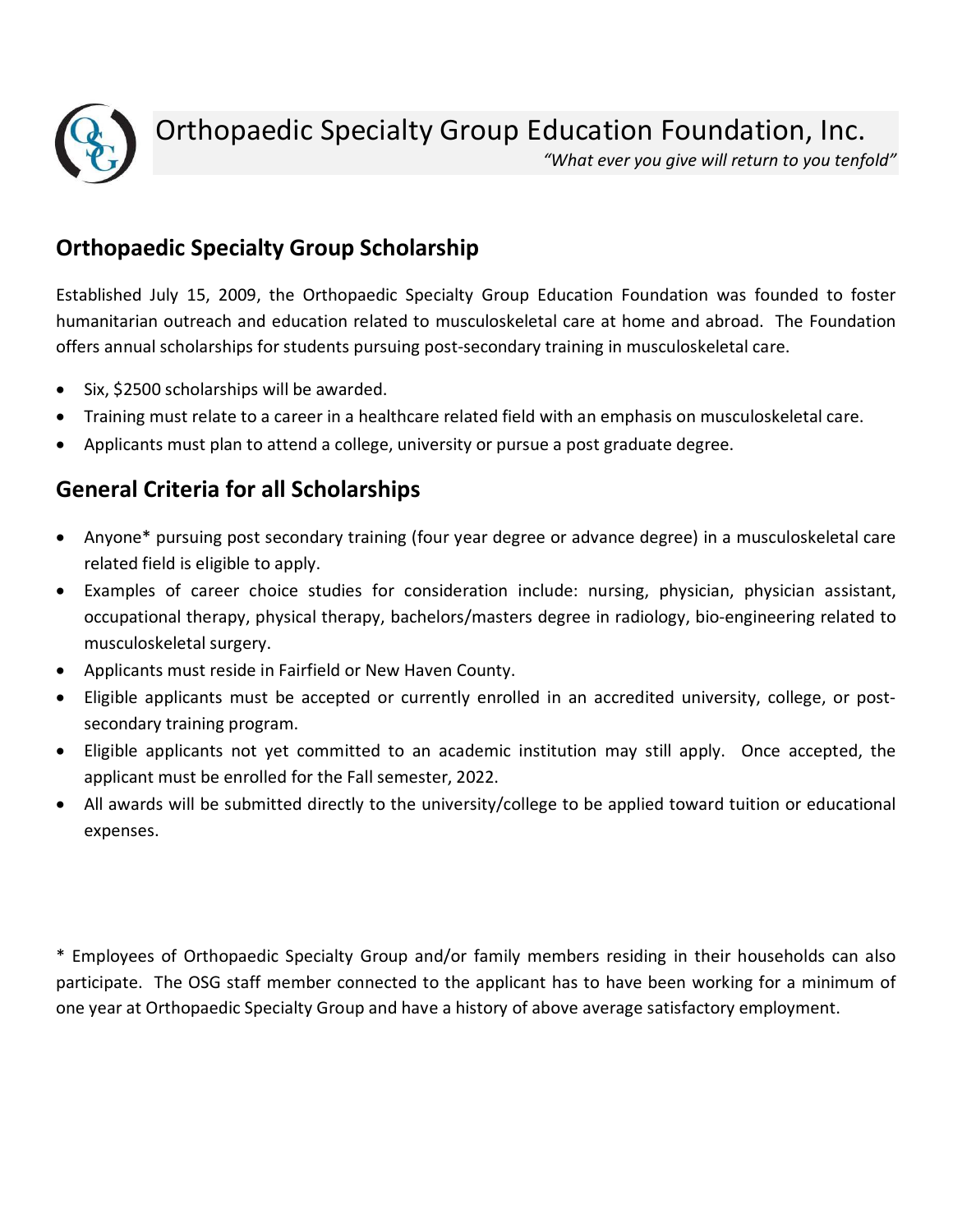# Orthopaedic Specialty Group Education Foundation, Inc.

*"What ever you give will return to you tenfold"*

## Orthopaedic Specialty Group Scholarship

Established July 15, 2009, the Orthopaedic Specialty Group Education Foundation was founded to foster humanitarian outreach and education related to musculoskeletal care at home and abroad. The Foundation offers annual scholarships for students pursuing post-secondary training in musculoskeletal care.

- Six, $2500 scholarships will be awarded.
- Training must relate to a career in a healthcare related field with an emphasis on musculoskeletal care.
- Applicants must plan to attend a college, university or pursue a post graduate degree.

## General Criteria for all Scholarships

- Anyone* pursuing post secondary training (four year degree or advance degree) in a musculoskeletal care related field is eligible to apply.
- Examples of career choice studies for consideration include: nursing, physician, physician assistant, occupational therapy, physical therapy, bachelors/masters degree in radiology, bio-engineering related to musculoskeletal surgery.
- Applicants must reside in Fairfield or New Haven County.
- Eligible applicants must be accepted or currently enrolled in an accredited university, college, or post-secondary training program.
- Eligible applicants not yet committed to an academic institution may still apply. Once accepted, the applicant must be enrolled for the Fall semester, 2022.
- All awards will be submitted directly to the university/college to be applied toward tuition or educational expenses.

* Employees of Orthopaedic Specialty Group and/or family members residing in their households can also participate. The OSG staff member connected to the applicant has to have been working for a minimum of one year at Orthopaedic Specialty Group and have a history of above average satisfactory employment.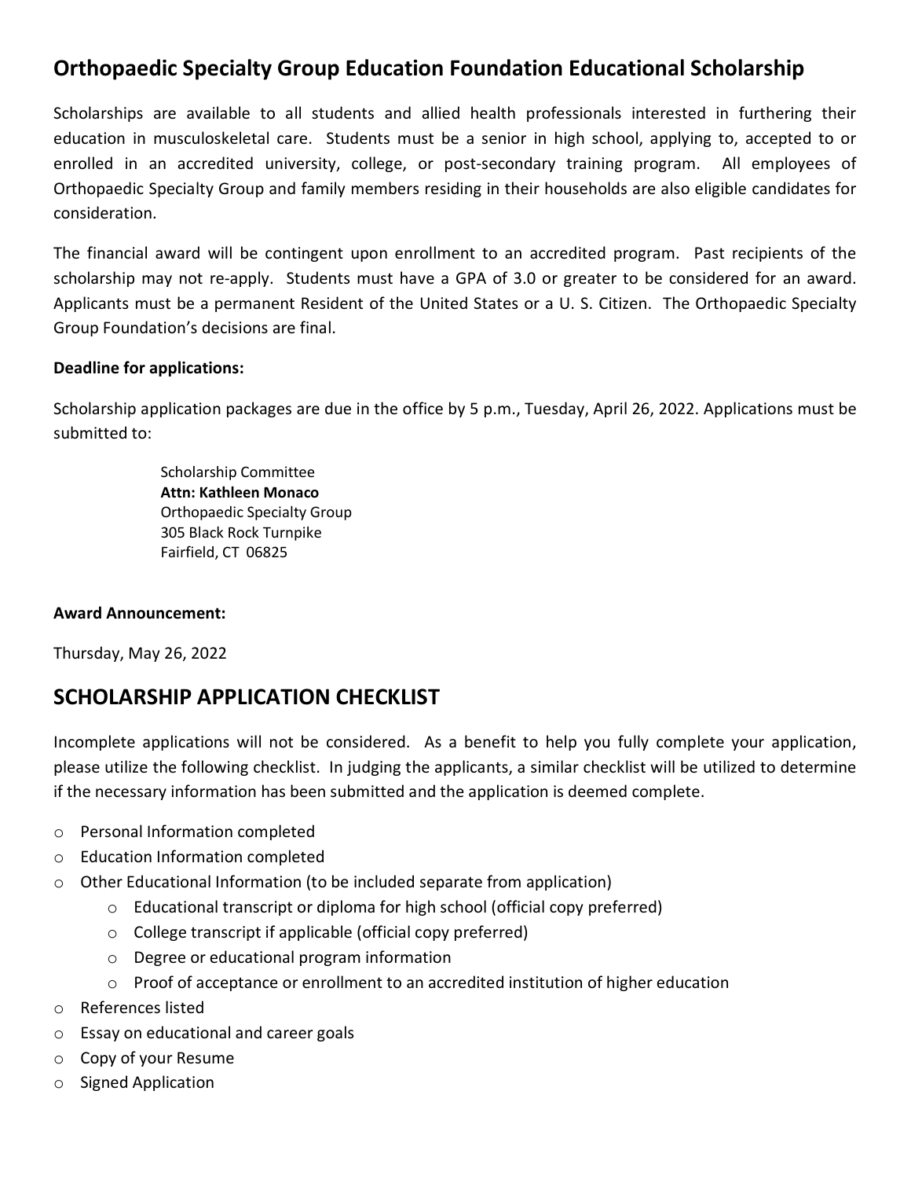## Orthopaedic Specialty Group Education Foundation Educational Scholarship

Scholarships are available to all students and allied health professionals interested in furthering their education in musculoskeletal care. Students must be a senior in high school, applying to, accepted to or enrolled in an accredited university, college, or post-secondary training program. All employees of Orthopaedic Specialty Group and family members residing in their households are also eligible candidates for consideration.

The financial award will be contingent upon enrollment to an accredited program. Past recipients of the scholarship may not re-apply. Students must have a GPA of 3.0 or greater to be considered for an award. Applicants must be a permanent Resident of the United States or a U. S. Citizen. The Orthopaedic Specialty Group Foundation's decisions are final.

**Deadline for applications:**

Scholarship application packages are due in the office by 5 p.m., Tuesday, April 26, 2022. Applications must be submitted to:

> Scholarship Committee
> **Attn: Kathleen Monaco**
> Orthopaedic Specialty Group
> 305 Black Rock Turnpike
> Fairfield, CT 06825

**Award Announcement:**

Thursday, May 26, 2022

## SCHOLARSHIP APPLICATION CHECKLIST

Incomplete applications will not be considered. As a benefit to help you fully complete your application, please utilize the following checklist. In judging the applicants, a similar checklist will be utilized to determine if the necessary information has been submitted and the application is deemed complete.

- Personal Information completed
- Education Information completed
- Other Educational Information (to be included separate from application)
  - Educational transcript or diploma for high school (official copy preferred)
  - College transcript if applicable (official copy preferred)
  - Degree or educational program information
  - Proof of acceptance or enrollment to an accredited institution of higher education
- References listed
- Essay on educational and career goals
- Copy of your Resume
- Signed Application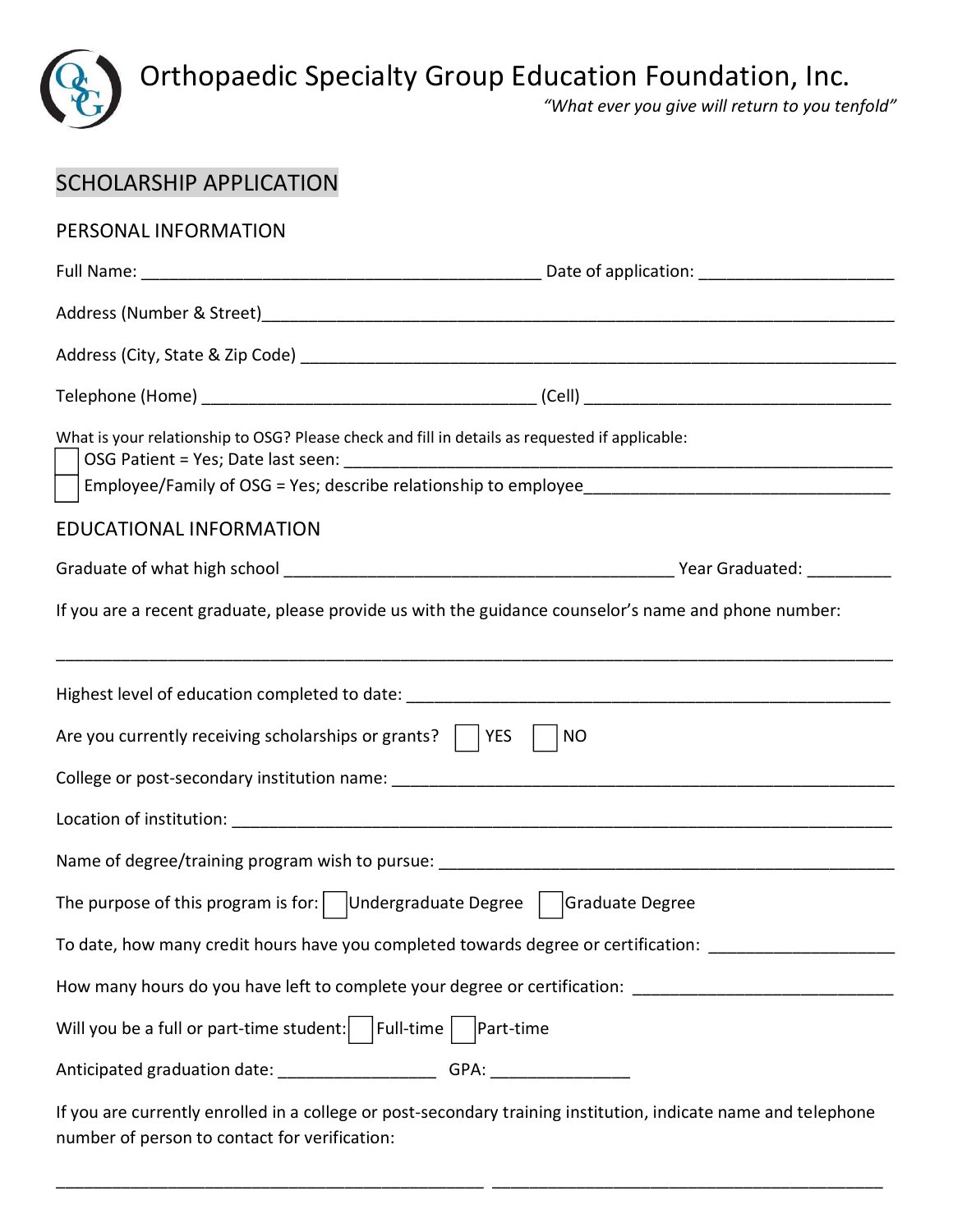# Orthopaedic Specialty Group Education Foundation, Inc.

*"What ever you give will return to you tenfold"*

## SCHOLARSHIP APPLICATION

### PERSONAL INFORMATION

Full Name: ___________________________________________ Date of application: _____________________

Address (Number & Street)_____________________________________________________________________

Address (City, State & Zip Code) _______________________________________________________________

Telephone (Home) ____________________________________ (Cell) _________________________________

What is your relationship to OSG? Please check and fill in details as requested if applicable:

☐ OSG Patient = Yes; Date last seen: ____________________________________________________________

☐ Employee/Family of OSG = Yes; describe relationship to employee_________________________________

### EDUCATIONAL INFORMATION

Graduate of what high school __________________________________________ Year Graduated: _________

If you are a recent graduate, please provide us with the guidance counselor's name and phone number:

_______________________________________________________________________________________

Highest level of education completed to date: _____________________________________________________

Are you currently receiving scholarships or grants? ☐ YES ☐ NO

College or post-secondary institution name: ______________________________________________________

Location of institution: _______________________________________________________________________

Name of degree/training program wish to pursue: __________________________________________________

The purpose of this program is for: ☐ Undergraduate Degree ☐ Graduate Degree

To date, how many credit hours have you completed towards degree or certification: ___________________

How many hours do you have left to complete your degree or certification: ____________________________

Will you be a full or part-time student: ☐ Full-time ☐ Part-time

Anticipated graduation date: _________________ GPA: _______________

If you are currently enrolled in a college or post-secondary training institution, indicate name and telephone number of person to contact for verification:

_______________________________________________ ___________________________________________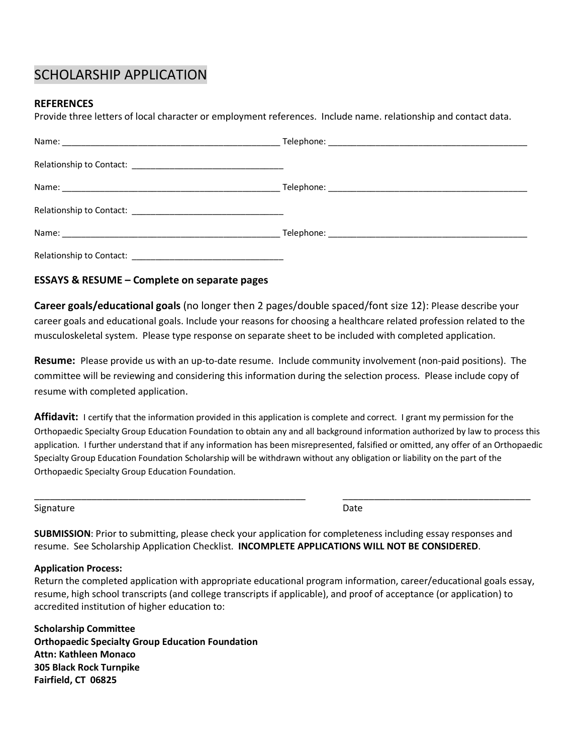# SCHOLARSHIP APPLICATION

**REFERENCES**

Provide three letters of local character or employment references. Include name. relationship and contact data.

Name: _______________________________________________ Telephone: __________________________________________

Relationship to Contact: ________________________________

Name: _______________________________________________ Telephone: __________________________________________

Relationship to Contact: ________________________________

Name: _______________________________________________ Telephone: __________________________________________

Relationship to Contact: ________________________________

**ESSAYS & RESUME – Complete on separate pages**

**Career goals/educational goals** (no longer then 2 pages/double spaced/font size 12): Please describe your career goals and educational goals. Include your reasons for choosing a healthcare related profession related to the musculoskeletal system. Please type response on separate sheet to be included with completed application.

**Resume:** Please provide us with an up-to-date resume. Include community involvement (non-paid positions). The committee will be reviewing and considering this information during the selection process. Please include copy of resume with completed application.

**Affidavit:** I certify that the information provided in this application is complete and correct. I grant my permission for the Orthopaedic Specialty Group Education Foundation to obtain any and all background information authorized by law to process this application. I further understand that if any information has been misrepresented, falsified or omitted, any offer of an Orthopaedic Specialty Group Education Foundation Scholarship will be withdrawn without any obligation or liability on the part of the Orthopaedic Specialty Group Education Foundation.

______________________________________________________ ______________________________________

Signature Date

**SUBMISSION**: Prior to submitting, please check your application for completeness including essay responses and resume. See Scholarship Application Checklist. **INCOMPLETE APPLICATIONS WILL NOT BE CONSIDERED**.

**Application Process:**

Return the completed application with appropriate educational program information, career/educational goals essay, resume, high school transcripts (and college transcripts if applicable), and proof of acceptance (or application) to accredited institution of higher education to:

**Scholarship Committee**
**Orthopaedic Specialty Group Education Foundation**
**Attn: Kathleen Monaco**
**305 Black Rock Turnpike**
**Fairfield, CT 06825**